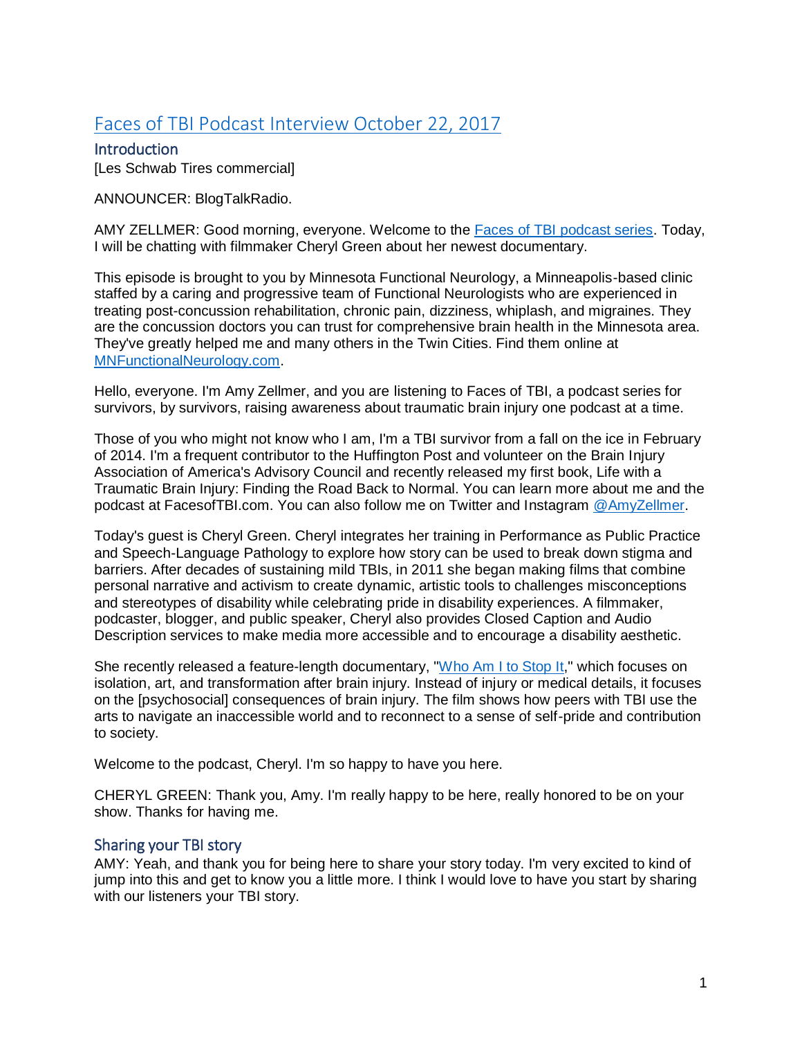# [Faces of TBI Podcast Interview October 22, 2017]

## Introduction

[Les Schwab Tires commercial]

ANNOUNCER: BlogTalkRadio.

AMY ZELLMER: Good morning, everyone. Welcome to the [Faces of TBI podcast series]. Today, I will be chatting with filmmaker Cheryl Green about her newest documentary.

This episode is brought to you by Minnesota Functional Neurology, a Minneapolis-based clinic staffed by a caring and progressive team of Functional Neurologists who are experienced in treating post-concussion rehabilitation, chronic pain, dizziness, whiplash, and migraines. They are the concussion doctors you can trust for comprehensive brain health in the Minnesota area. They've greatly helped me and many others in the Twin Cities. Find them online at [MNFunctionalNeurology.com].

Hello, everyone. I'm Amy Zellmer, and you are listening to Faces of TBI, a podcast series for survivors, by survivors, raising awareness about traumatic brain injury one podcast at a time.

Those of you who might not know who I am, I'm a TBI survivor from a fall on the ice in February of 2014. I'm a frequent contributor to the Huffington Post and volunteer on the Brain Injury Association of America's Advisory Council and recently released my first book, Life with a Traumatic Brain Injury: Finding the Road Back to Normal. You can learn more about me and the podcast at FacesofTBI.com. You can also follow me on Twitter and Instagram [@AmyZellmer].

Today's guest is Cheryl Green. Cheryl integrates her training in Performance as Public Practice and Speech-Language Pathology to explore how story can be used to break down stigma and barriers. After decades of sustaining mild TBIs, in 2011 she began making films that combine personal narrative and activism to create dynamic, artistic tools to challenges misconceptions and stereotypes of disability while celebrating pride in disability experiences. A filmmaker, podcaster, blogger, and public speaker, Cheryl also provides Closed Caption and Audio Description services to make media more accessible and to encourage a disability aesthetic.

She recently released a feature-length documentary, "[Who Am I to Stop It]," which focuses on isolation, art, and transformation after brain injury. Instead of injury or medical details, it focuses on the [psychosocial] consequences of brain injury. The film shows how peers with TBI use the arts to navigate an inaccessible world and to reconnect to a sense of self-pride and contribution to society.

Welcome to the podcast, Cheryl. I'm so happy to have you here.

CHERYL GREEN: Thank you, Amy. I'm really happy to be here, really honored to be on your show. Thanks for having me.

## Sharing your TBI story

AMY: Yeah, and thank you for being here to share your story today. I'm very excited to kind of jump into this and get to know you a little more. I think I would love to have you start by sharing with our listeners your TBI story.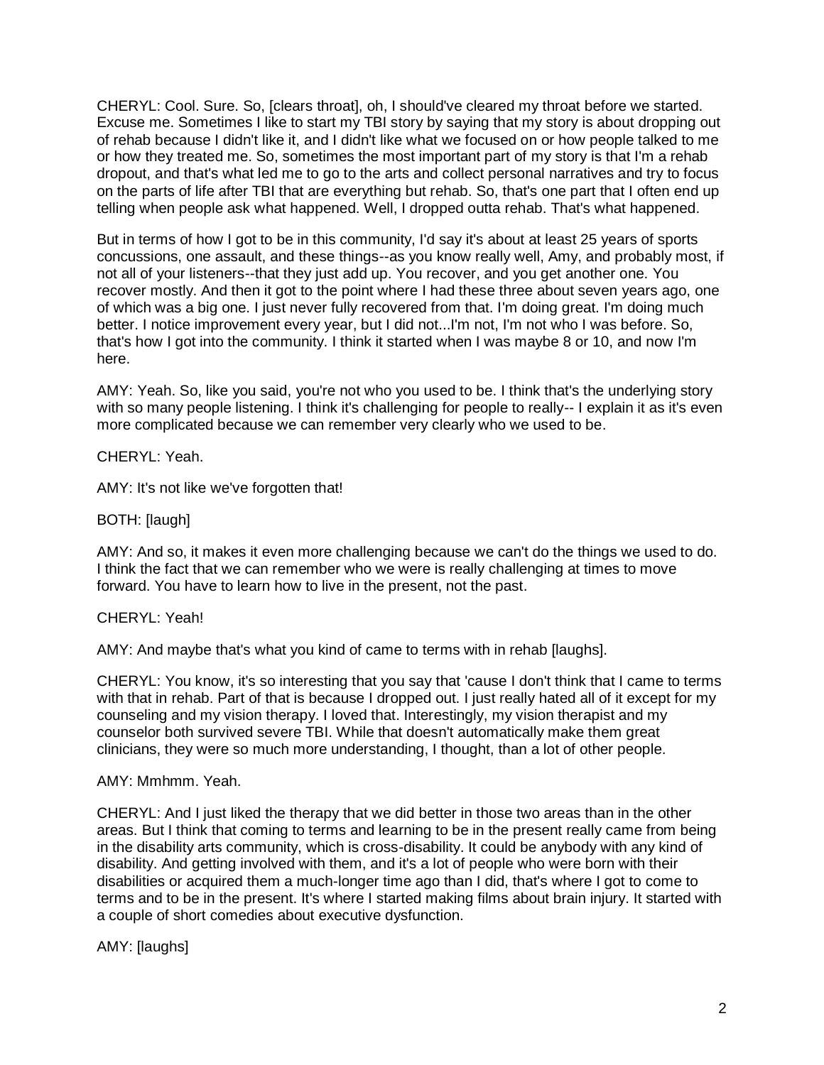CHERYL: Cool. Sure. So, [clears throat], oh, I should've cleared my throat before we started. Excuse me. Sometimes I like to start my TBI story by saying that my story is about dropping out of rehab because I didn't like it, and I didn't like what we focused on or how people talked to me or how they treated me. So, sometimes the most important part of my story is that I'm a rehab dropout, and that's what led me to go to the arts and collect personal narratives and try to focus on the parts of life after TBI that are everything but rehab. So, that's one part that I often end up telling when people ask what happened. Well, I dropped outta rehab. That's what happened.

But in terms of how I got to be in this community, I'd say it's about at least 25 years of sports concussions, one assault, and these things--as you know really well, Amy, and probably most, if not all of your listeners--that they just add up. You recover, and you get another one. You recover mostly. And then it got to the point where I had these three about seven years ago, one of which was a big one. I just never fully recovered from that. I'm doing great. I'm doing much better. I notice improvement every year, but I did not...I'm not, I'm not who I was before. So, that's how I got into the community. I think it started when I was maybe 8 or 10, and now I'm here.

AMY: Yeah. So, like you said, you're not who you used to be. I think that's the underlying story with so many people listening. I think it's challenging for people to really-- I explain it as it's even more complicated because we can remember very clearly who we used to be.

CHERYL: Yeah.

AMY: It's not like we've forgotten that!

BOTH: [laugh]

AMY: And so, it makes it even more challenging because we can't do the things we used to do. I think the fact that we can remember who we were is really challenging at times to move forward. You have to learn how to live in the present, not the past.

CHERYL: Yeah!

AMY: And maybe that's what you kind of came to terms with in rehab [laughs].

CHERYL: You know, it's so interesting that you say that 'cause I don't think that I came to terms with that in rehab. Part of that is because I dropped out. I just really hated all of it except for my counseling and my vision therapy. I loved that. Interestingly, my vision therapist and my counselor both survived severe TBI. While that doesn't automatically make them great clinicians, they were so much more understanding, I thought, than a lot of other people.

AMY: Mmhmm. Yeah.

CHERYL: And I just liked the therapy that we did better in those two areas than in the other areas. But I think that coming to terms and learning to be in the present really came from being in the disability arts community, which is cross-disability. It could be anybody with any kind of disability. And getting involved with them, and it's a lot of people who were born with their disabilities or acquired them a much-longer time ago than I did, that's where I got to come to terms and to be in the present. It's where I started making films about brain injury. It started with a couple of short comedies about executive dysfunction.

AMY: [laughs]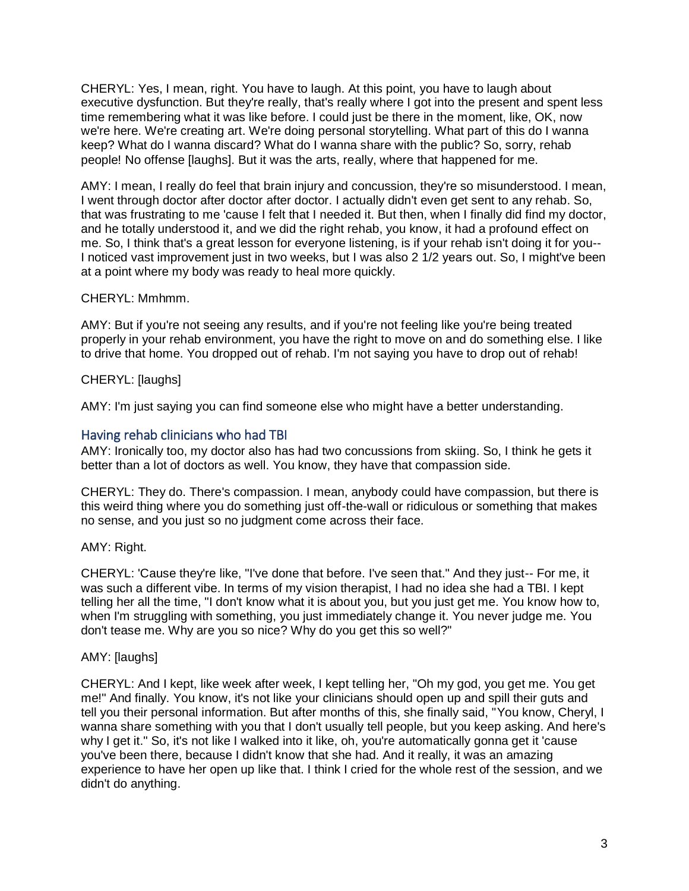CHERYL: Yes, I mean, right. You have to laugh. At this point, you have to laugh about executive dysfunction. But they're really, that's really where I got into the present and spent less time remembering what it was like before. I could just be there in the moment, like, OK, now we're here. We're creating art. We're doing personal storytelling. What part of this do I wanna keep? What do I wanna discard? What do I wanna share with the public? So, sorry, rehab people! No offense [laughs]. But it was the arts, really, where that happened for me.

AMY: I mean, I really do feel that brain injury and concussion, they're so misunderstood. I mean, I went through doctor after doctor after doctor. I actually didn't even get sent to any rehab. So, that was frustrating to me 'cause I felt that I needed it. But then, when I finally did find my doctor, and he totally understood it, and we did the right rehab, you know, it had a profound effect on me. So, I think that's a great lesson for everyone listening, is if your rehab isn't doing it for you-- I noticed vast improvement just in two weeks, but I was also 2 1/2 years out. So, I might've been at a point where my body was ready to heal more quickly.

CHERYL: Mmhmm.

AMY: But if you're not seeing any results, and if you're not feeling like you're being treated properly in your rehab environment, you have the right to move on and do something else. I like to drive that home. You dropped out of rehab. I'm not saying you have to drop out of rehab!

CHERYL: [laughs]

AMY: I'm just saying you can find someone else who might have a better understanding.

## Having rehab clinicians who had TBI

AMY: Ironically too, my doctor also has had two concussions from skiing. So, I think he gets it better than a lot of doctors as well. You know, they have that compassion side.

CHERYL: They do. There's compassion. I mean, anybody could have compassion, but there is this weird thing where you do something just off-the-wall or ridiculous or something that makes no sense, and you just so no judgment come across their face.

AMY: Right.

CHERYL: 'Cause they're like, "I've done that before. I've seen that." And they just-- For me, it was such a different vibe. In terms of my vision therapist, I had no idea she had a TBI. I kept telling her all the time, "I don't know what it is about you, but you just get me. You know how to, when I'm struggling with something, you just immediately change it. You never judge me. You don't tease me. Why are you so nice? Why do you get this so well?"

AMY: [laughs]

CHERYL: And I kept, like week after week, I kept telling her, "Oh my god, you get me. You get me!" And finally. You know, it's not like your clinicians should open up and spill their guts and tell you their personal information. But after months of this, she finally said, "You know, Cheryl, I wanna share something with you that I don't usually tell people, but you keep asking. And here's why I get it." So, it's not like I walked into it like, oh, you're automatically gonna get it 'cause you've been there, because I didn't know that she had. And it really, it was an amazing experience to have her open up like that. I think I cried for the whole rest of the session, and we didn't do anything.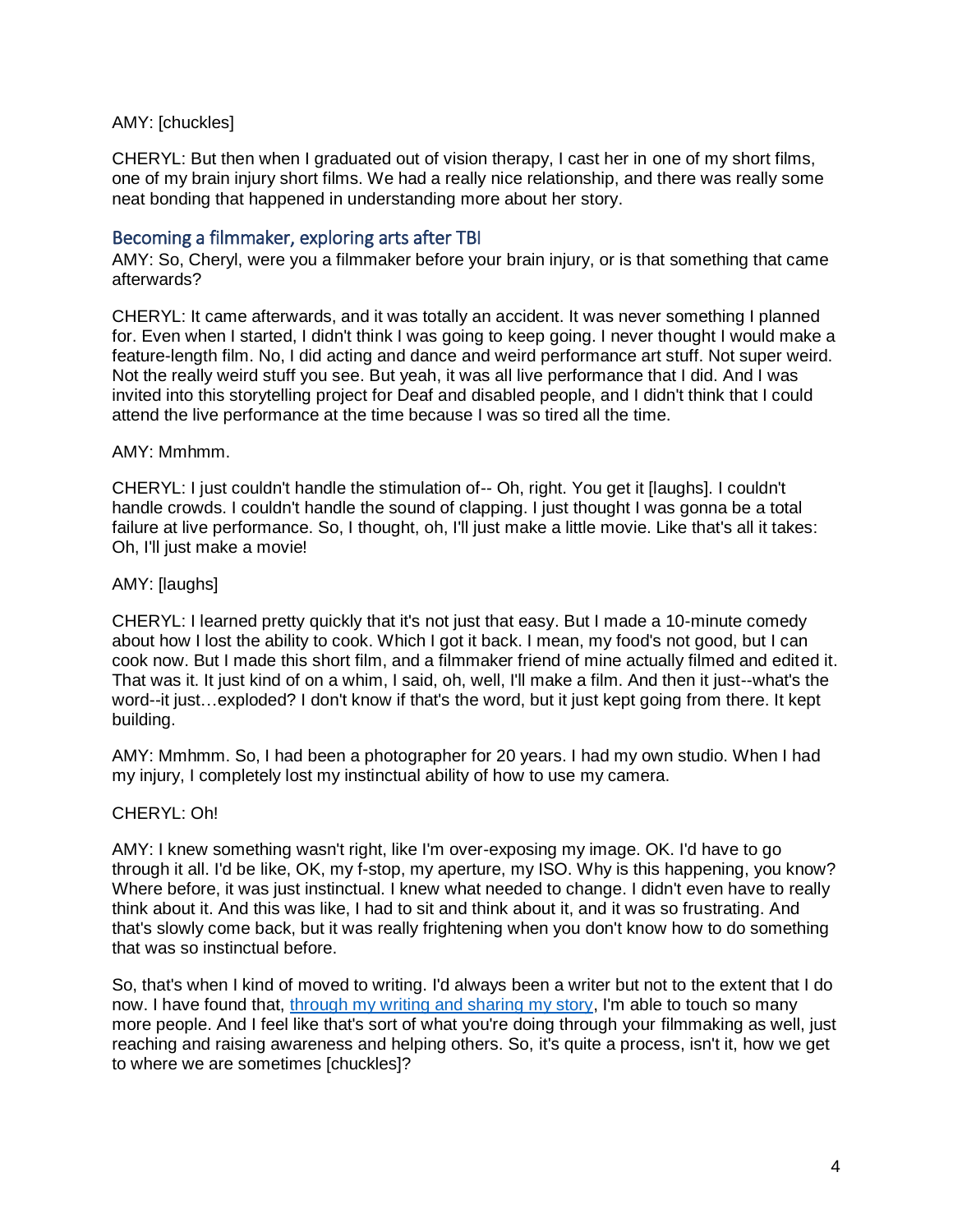AMY: [chuckles]

CHERYL: But then when I graduated out of vision therapy, I cast her in one of my short films, one of my brain injury short films. We had a really nice relationship, and there was really some neat bonding that happened in understanding more about her story.

## Becoming a filmmaker, exploring arts after TBI

AMY: So, Cheryl, were you a filmmaker before your brain injury, or is that something that came afterwards?

CHERYL: It came afterwards, and it was totally an accident. It was never something I planned for. Even when I started, I didn't think I was going to keep going. I never thought I would make a feature-length film. No, I did acting and dance and weird performance art stuff. Not super weird. Not the really weird stuff you see. But yeah, it was all live performance that I did. And I was invited into this storytelling project for Deaf and disabled people, and I didn't think that I could attend the live performance at the time because I was so tired all the time.

AMY: Mmhmm.

CHERYL: I just couldn't handle the stimulation of-- Oh, right. You get it [laughs]. I couldn't handle crowds. I couldn't handle the sound of clapping. I just thought I was gonna be a total failure at live performance. So, I thought, oh, I'll just make a little movie. Like that's all it takes: Oh, I'll just make a movie!

AMY: [laughs]

CHERYL: I learned pretty quickly that it's not just that easy. But I made a 10-minute comedy about how I lost the ability to cook. Which I got it back. I mean, my food's not good, but I can cook now. But I made this short film, and a filmmaker friend of mine actually filmed and edited it. That was it. It just kind of on a whim, I said, oh, well, I'll make a film. And then it just--what's the word--it just…exploded? I don't know if that's the word, but it just kept going from there. It kept building.

AMY: Mmhmm. So, I had been a photographer for 20 years. I had my own studio. When I had my injury, I completely lost my instinctual ability of how to use my camera.

CHERYL: Oh!

AMY: I knew something wasn't right, like I'm over-exposing my image. OK. I'd have to go through it all. I'd be like, OK, my f-stop, my aperture, my ISO. Why is this happening, you know? Where before, it was just instinctual. I knew what needed to change. I didn't even have to really think about it. And this was like, I had to sit and think about it, and it was so frustrating. And that's slowly come back, but it was really frightening when you don't know how to do something that was so instinctual before.

So, that's when I kind of moved to writing. I'd always been a writer but not to the extent that I do now. I have found that, through my writing and sharing my story, I'm able to touch so many more people. And I feel like that's sort of what you're doing through your filmmaking as well, just reaching and raising awareness and helping others. So, it's quite a process, isn't it, how we get to where we are sometimes [chuckles]?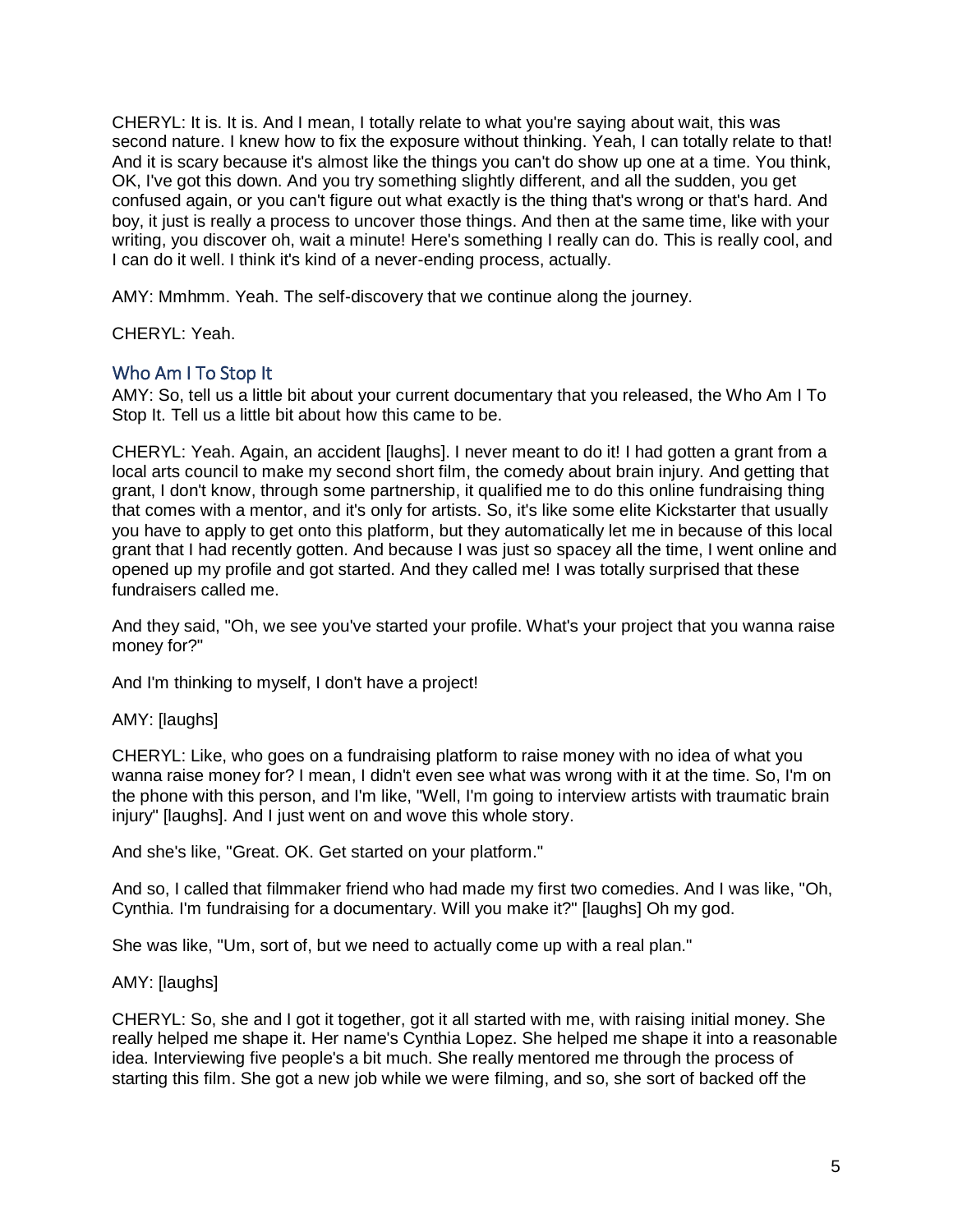CHERYL: It is. It is. And I mean, I totally relate to what you're saying about wait, this was second nature. I knew how to fix the exposure without thinking. Yeah, I can totally relate to that! And it is scary because it's almost like the things you can't do show up one at a time. You think, OK, I've got this down. And you try something slightly different, and all the sudden, you get confused again, or you can't figure out what exactly is the thing that's wrong or that's hard. And boy, it just is really a process to uncover those things. And then at the same time, like with your writing, you discover oh, wait a minute! Here's something I really can do. This is really cool, and I can do it well. I think it's kind of a never-ending process, actually.

AMY: Mmhmm. Yeah. The self-discovery that we continue along the journey.

CHERYL: Yeah.

## Who Am I To Stop It

AMY: So, tell us a little bit about your current documentary that you released, the Who Am I To Stop It. Tell us a little bit about how this came to be.

CHERYL: Yeah. Again, an accident [laughs]. I never meant to do it! I had gotten a grant from a local arts council to make my second short film, the comedy about brain injury. And getting that grant, I don't know, through some partnership, it qualified me to do this online fundraising thing that comes with a mentor, and it's only for artists. So, it's like some elite Kickstarter that usually you have to apply to get onto this platform, but they automatically let me in because of this local grant that I had recently gotten. And because I was just so spacey all the time, I went online and opened up my profile and got started. And they called me! I was totally surprised that these fundraisers called me.

And they said, "Oh, we see you've started your profile. What's your project that you wanna raise money for?"

And I'm thinking to myself, I don't have a project!

AMY: [laughs]

CHERYL: Like, who goes on a fundraising platform to raise money with no idea of what you wanna raise money for? I mean, I didn't even see what was wrong with it at the time. So, I'm on the phone with this person, and I'm like, "Well, I'm going to interview artists with traumatic brain injury" [laughs]. And I just went on and wove this whole story.

And she's like, "Great. OK. Get started on your platform."

And so, I called that filmmaker friend who had made my first two comedies. And I was like, "Oh, Cynthia. I'm fundraising for a documentary. Will you make it?" [laughs] Oh my god.

She was like, "Um, sort of, but we need to actually come up with a real plan."

AMY: [laughs]

CHERYL: So, she and I got it together, got it all started with me, with raising initial money. She really helped me shape it. Her name's Cynthia Lopez. She helped me shape it into a reasonable idea. Interviewing five people's a bit much. She really mentored me through the process of starting this film. She got a new job while we were filming, and so, she sort of backed off the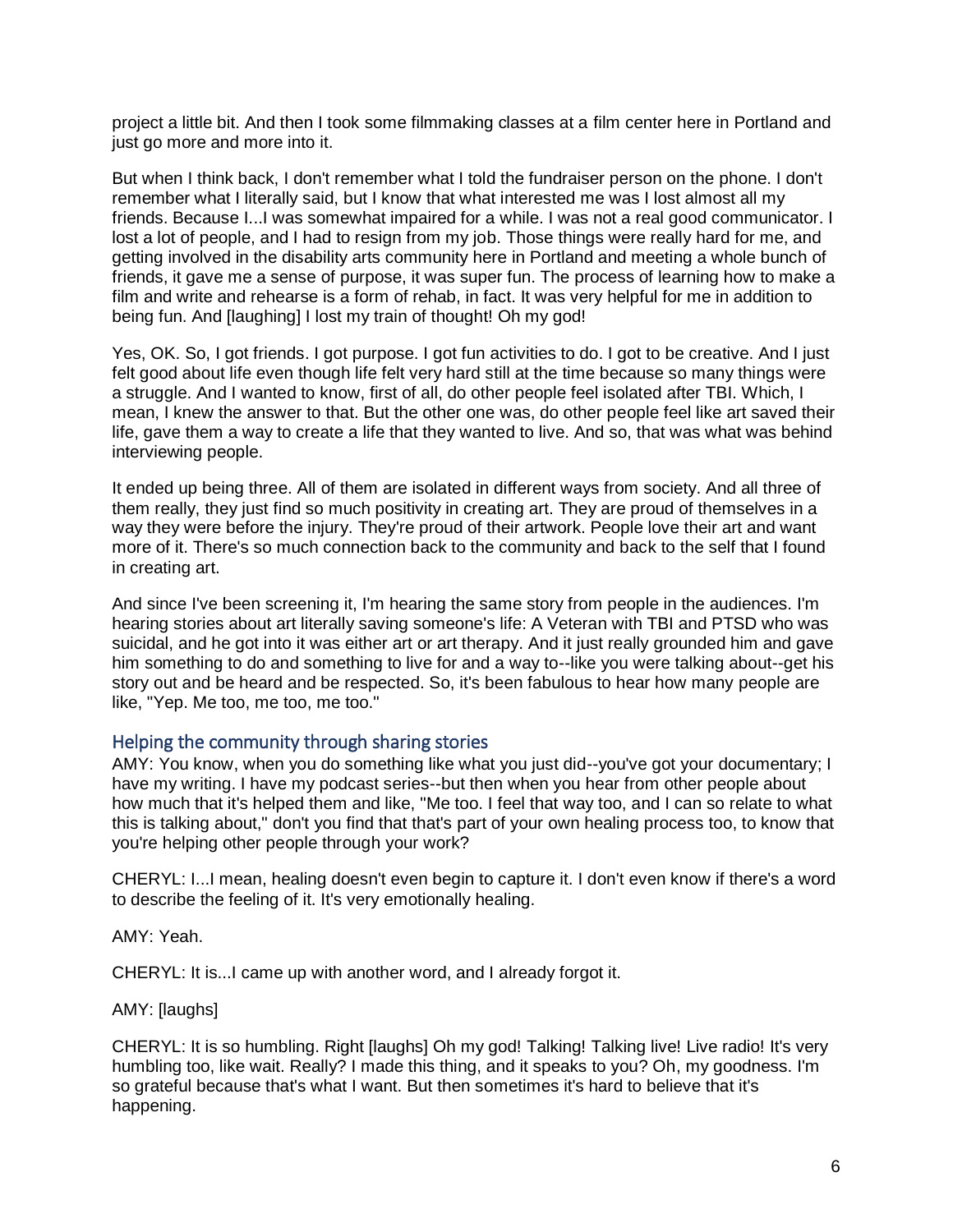project a little bit. And then I took some filmmaking classes at a film center here in Portland and just go more and more into it.

But when I think back, I don't remember what I told the fundraiser person on the phone. I don't remember what I literally said, but I know that what interested me was I lost almost all my friends. Because I...I was somewhat impaired for a while. I was not a real good communicator. I lost a lot of people, and I had to resign from my job. Those things were really hard for me, and getting involved in the disability arts community here in Portland and meeting a whole bunch of friends, it gave me a sense of purpose, it was super fun. The process of learning how to make a film and write and rehearse is a form of rehab, in fact. It was very helpful for me in addition to being fun. And [laughing] I lost my train of thought! Oh my god!

Yes, OK. So, I got friends. I got purpose. I got fun activities to do. I got to be creative. And I just felt good about life even though life felt very hard still at the time because so many things were a struggle. And I wanted to know, first of all, do other people feel isolated after TBI. Which, I mean, I knew the answer to that. But the other one was, do other people feel like art saved their life, gave them a way to create a life that they wanted to live. And so, that was what was behind interviewing people.

It ended up being three. All of them are isolated in different ways from society. And all three of them really, they just find so much positivity in creating art. They are proud of themselves in a way they were before the injury. They're proud of their artwork. People love their art and want more of it. There's so much connection back to the community and back to the self that I found in creating art.

And since I've been screening it, I'm hearing the same story from people in the audiences. I'm hearing stories about art literally saving someone's life: A Veteran with TBI and PTSD who was suicidal, and he got into it was either art or art therapy. And it just really grounded him and gave him something to do and something to live for and a way to--like you were talking about--get his story out and be heard and be respected. So, it's been fabulous to hear how many people are like, "Yep. Me too, me too, me too."

## Helping the community through sharing stories

AMY: You know, when you do something like what you just did--you've got your documentary; I have my writing. I have my podcast series--but then when you hear from other people about how much that it's helped them and like, "Me too. I feel that way too, and I can so relate to what this is talking about," don't you find that that's part of your own healing process too, to know that you're helping other people through your work?

CHERYL: I...I mean, healing doesn't even begin to capture it. I don't even know if there's a word to describe the feeling of it. It's very emotionally healing.

AMY: Yeah.

CHERYL: It is...I came up with another word, and I already forgot it.

AMY: [laughs]

CHERYL: It is so humbling. Right [laughs] Oh my god! Talking! Talking live! Live radio! It's very humbling too, like wait. Really? I made this thing, and it speaks to you? Oh, my goodness. I'm so grateful because that's what I want. But then sometimes it's hard to believe that it's happening.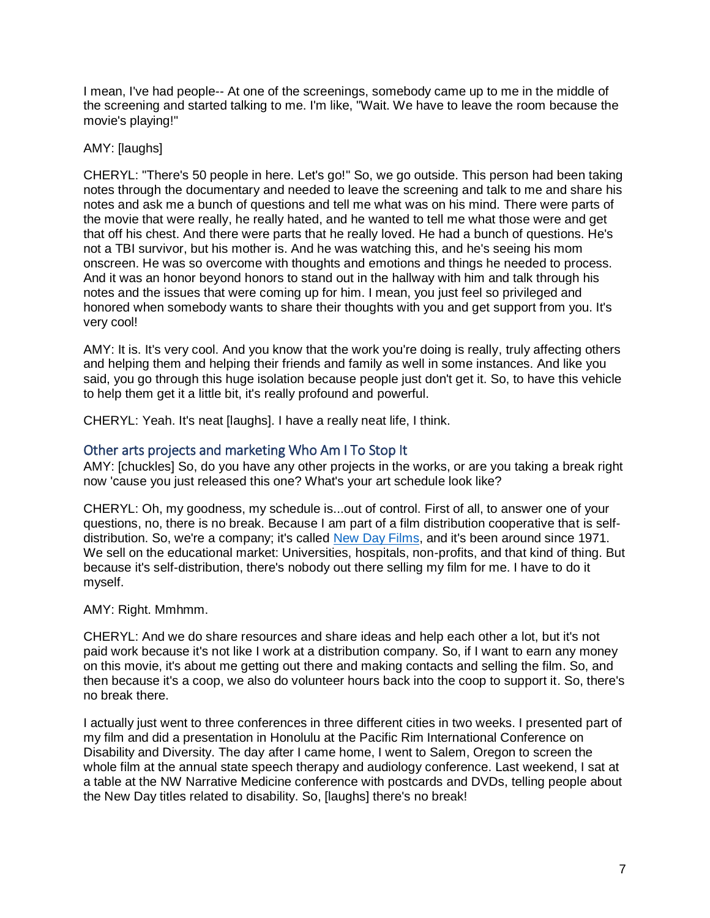I mean, I've had people-- At one of the screenings, somebody came up to me in the middle of the screening and started talking to me. I'm like, "Wait. We have to leave the room because the movie's playing!"

AMY: [laughs]

CHERYL: "There's 50 people in here. Let's go!" So, we go outside. This person had been taking notes through the documentary and needed to leave the screening and talk to me and share his notes and ask me a bunch of questions and tell me what was on his mind. There were parts of the movie that were really, he really hated, and he wanted to tell me what those were and get that off his chest. And there were parts that he really loved. He had a bunch of questions. He's not a TBI survivor, but his mother is. And he was watching this, and he's seeing his mom onscreen. He was so overcome with thoughts and emotions and things he needed to process. And it was an honor beyond honors to stand out in the hallway with him and talk through his notes and the issues that were coming up for him. I mean, you just feel so privileged and honored when somebody wants to share their thoughts with you and get support from you. It's very cool!

AMY: It is. It's very cool. And you know that the work you're doing is really, truly affecting others and helping them and helping their friends and family as well in some instances. And like you said, you go through this huge isolation because people just don't get it. So, to have this vehicle to help them get it a little bit, it's really profound and powerful.

CHERYL: Yeah. It's neat [laughs]. I have a really neat life, I think.

## Other arts projects and marketing Who Am I To Stop It

AMY: [chuckles] So, do you have any other projects in the works, or are you taking a break right now 'cause you just released this one? What's your art schedule look like?

CHERYL: Oh, my goodness, my schedule is...out of control. First of all, to answer one of your questions, no, there is no break. Because I am part of a film distribution cooperative that is self-distribution. So, we're a company; it's called New Day Films, and it's been around since 1971. We sell on the educational market: Universities, hospitals, non-profits, and that kind of thing. But because it's self-distribution, there's nobody out there selling my film for me. I have to do it myself.

AMY: Right. Mmhmm.

CHERYL: And we do share resources and share ideas and help each other a lot, but it's not paid work because it's not like I work at a distribution company. So, if I want to earn any money on this movie, it's about me getting out there and making contacts and selling the film. So, and then because it's a coop, we also do volunteer hours back into the coop to support it. So, there's no break there.

I actually just went to three conferences in three different cities in two weeks. I presented part of my film and did a presentation in Honolulu at the Pacific Rim International Conference on Disability and Diversity. The day after I came home, I went to Salem, Oregon to screen the whole film at the annual state speech therapy and audiology conference. Last weekend, I sat at a table at the NW Narrative Medicine conference with postcards and DVDs, telling people about the New Day titles related to disability. So, [laughs] there's no break!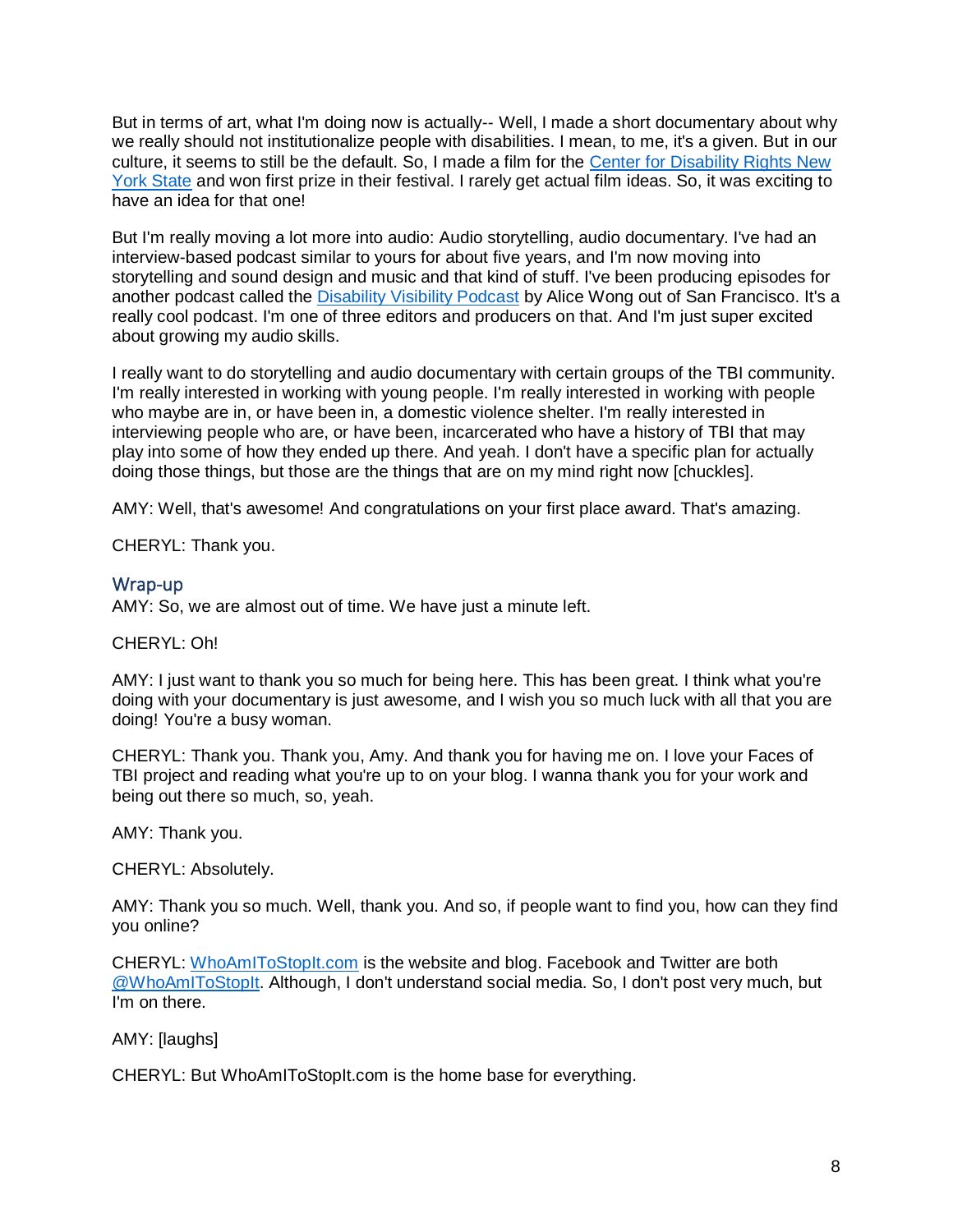But in terms of art, what I'm doing now is actually-- Well, I made a short documentary about why we really should not institutionalize people with disabilities. I mean, to me, it's a given. But in our culture, it seems to still be the default. So, I made a film for the [Center for Disability Rights New York State]() and won first prize in their festival. I rarely get actual film ideas. So, it was exciting to have an idea for that one!

But I'm really moving a lot more into audio: Audio storytelling, audio documentary. I've had an interview-based podcast similar to yours for about five years, and I'm now moving into storytelling and sound design and music and that kind of stuff. I've been producing episodes for another podcast called the [Disability Visibility Podcast]() by Alice Wong out of San Francisco. It's a really cool podcast. I'm one of three editors and producers on that. And I'm just super excited about growing my audio skills.

I really want to do storytelling and audio documentary with certain groups of the TBI community. I'm really interested in working with young people. I'm really interested in working with people who maybe are in, or have been in, a domestic violence shelter. I'm really interested in interviewing people who are, or have been, incarcerated who have a history of TBI that may play into some of how they ended up there. And yeah. I don't have a specific plan for actually doing those things, but those are the things that are on my mind right now [chuckles].

AMY: Well, that's awesome! And congratulations on your first place award. That's amazing.

CHERYL: Thank you.

## Wrap-up

AMY: So, we are almost out of time. We have just a minute left.

CHERYL: Oh!

AMY: I just want to thank you so much for being here. This has been great. I think what you're doing with your documentary is just awesome, and I wish you so much luck with all that you are doing! You're a busy woman.

CHERYL: Thank you. Thank you, Amy. And thank you for having me on. I love your Faces of TBI project and reading what you're up to on your blog. I wanna thank you for your work and being out there so much, so, yeah.

AMY: Thank you.

CHERYL: Absolutely.

AMY: Thank you so much. Well, thank you. And so, if people want to find you, how can they find you online?

CHERYL: [WhoAmIToStopIt.com]() is the website and blog. Facebook and Twitter are both [@WhoAmIToStopIt](). Although, I don't understand social media. So, I don't post very much, but I'm on there.

AMY: [laughs]

CHERYL: But WhoAmIToStopIt.com is the home base for everything.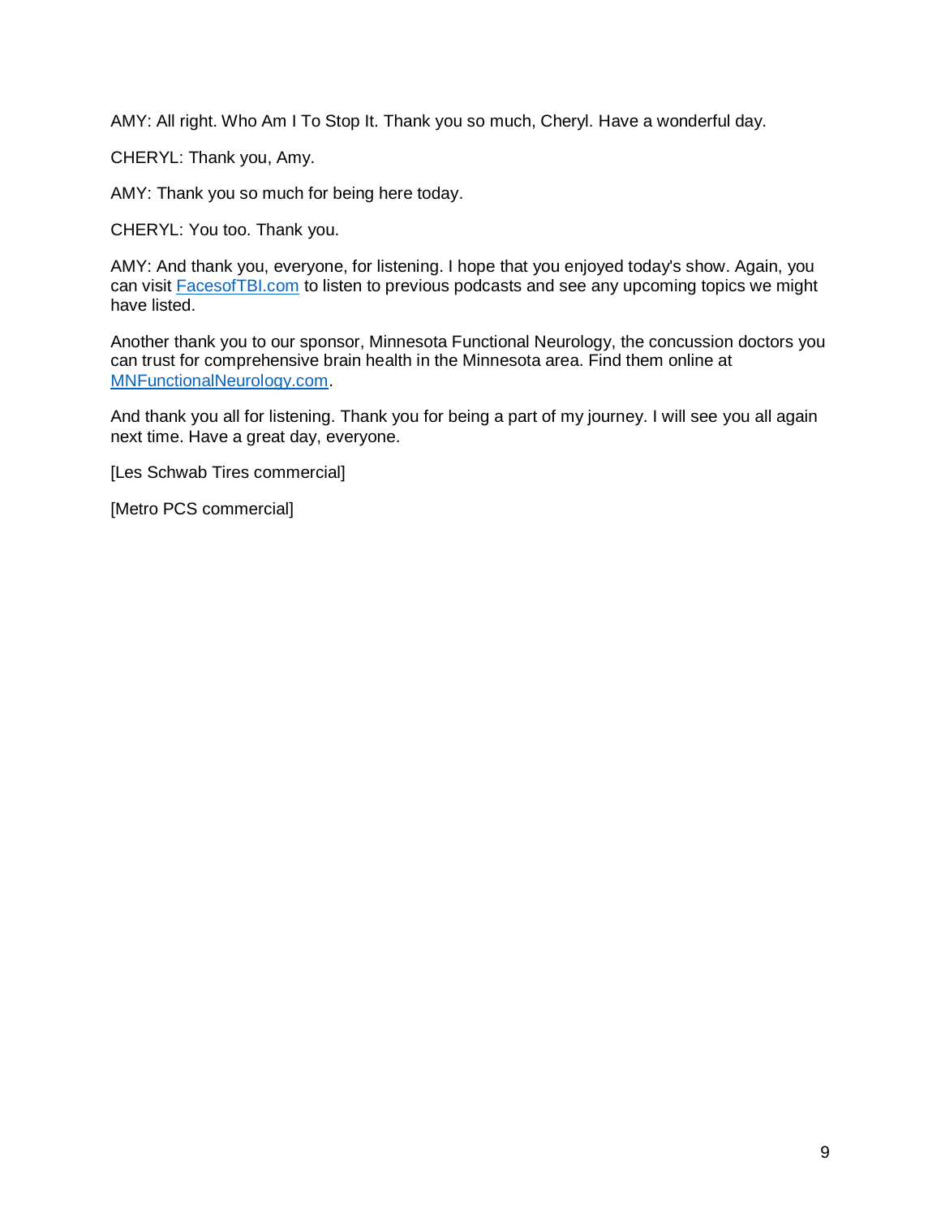AMY: All right. Who Am I To Stop It. Thank you so much, Cheryl. Have a wonderful day.

CHERYL: Thank you, Amy.

AMY: Thank you so much for being here today.

CHERYL: You too. Thank you.

AMY: And thank you, everyone, for listening. I hope that you enjoyed today's show. Again, you can visit FacesofTBI.com to listen to previous podcasts and see any upcoming topics we might have listed.

Another thank you to our sponsor, Minnesota Functional Neurology, the concussion doctors you can trust for comprehensive brain health in the Minnesota area. Find them online at MNFunctionalNeurology.com.

And thank you all for listening. Thank you for being a part of my journey. I will see you all again next time. Have a great day, everyone.

[Les Schwab Tires commercial]

[Metro PCS commercial]